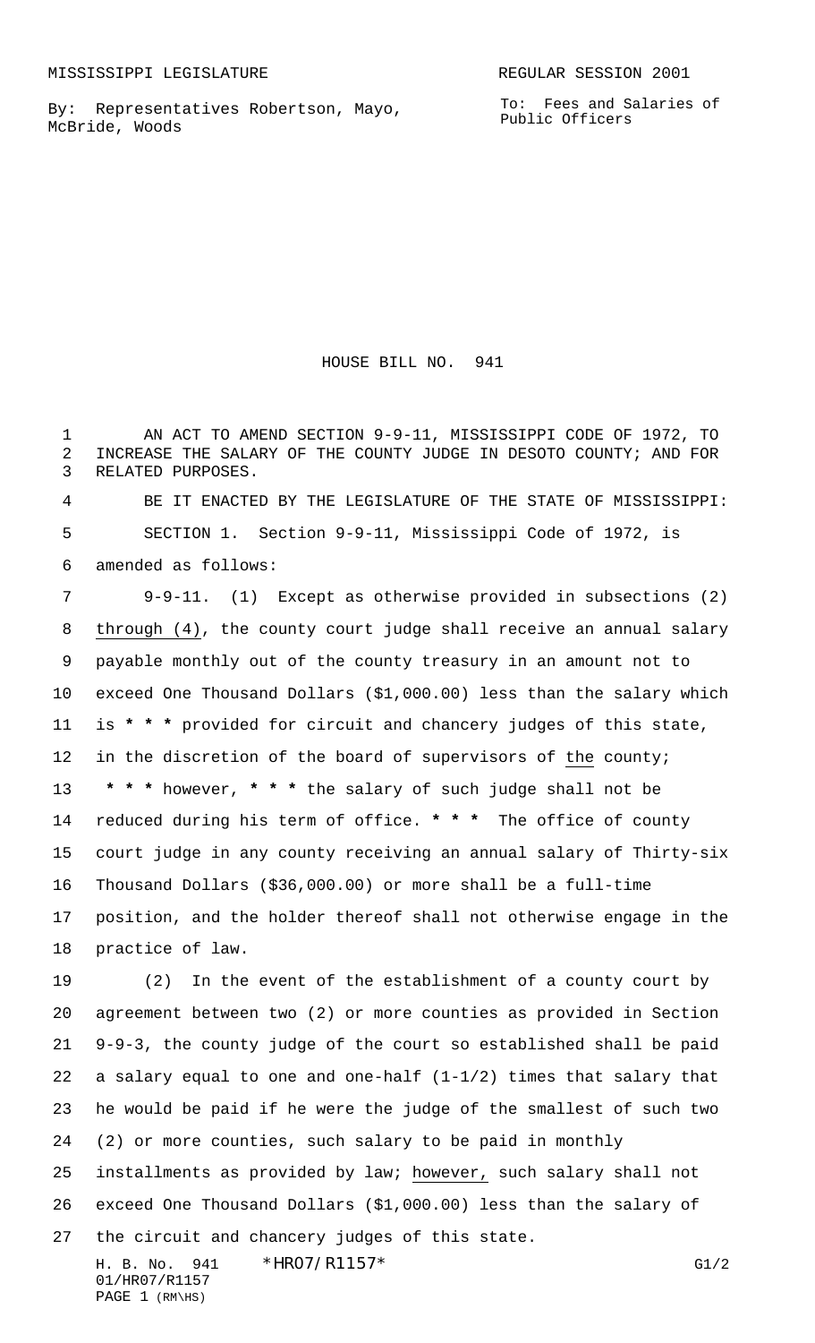MISSISSIPPI LEGISLATURE REGULAR SESSION 2001

By: Representatives Robertson, Mayo, McBride, Woods

To: Fees and Salaries of Public Officers

# HOUSE BILL NO. 941

AN ACT TO AMEND SECTION 9-9-11, MISSISSIPPI CODE OF 1972, TO INCREASE THE SALARY OF THE COUNTY JUDGE IN DESOTO COUNTY; AND FOR RELATED PURPOSES.

BE IT ENACTED BY THE LEGISLATURE OF THE STATE OF MISSISSIPPI:

SECTION 1. Section 9-9-11, Mississippi Code of 1972, is amended as follows:

9-9-11. (1) Except as otherwise provided in subsections (2) through (4), the county court judge shall receive an annual salary payable monthly out of the county treasury in an amount not to exceed One Thousand Dollars ($1,000.00) less than the salary which is * * * provided for circuit and chancery judges of this state, in the discretion of the board of supervisors of the county; * * * however, * * * the salary of such judge shall not be reduced during his term of office. * * * The office of county court judge in any county receiving an annual salary of Thirty-six Thousand Dollars ($36,000.00) or more shall be a full-time position, and the holder thereof shall not otherwise engage in the practice of law.

(2) In the event of the establishment of a county court by agreement between two (2) or more counties as provided in Section 9-9-3, the county judge of the court so established shall be paid a salary equal to one and one-half (1-1/2) times that salary that he would be paid if he were the judge of the smallest of such two (2) or more counties, such salary to be paid in monthly installments as provided by law; however, such salary shall not exceed One Thousand Dollars ($1,000.00) less than the salary of the circuit and chancery judges of this state.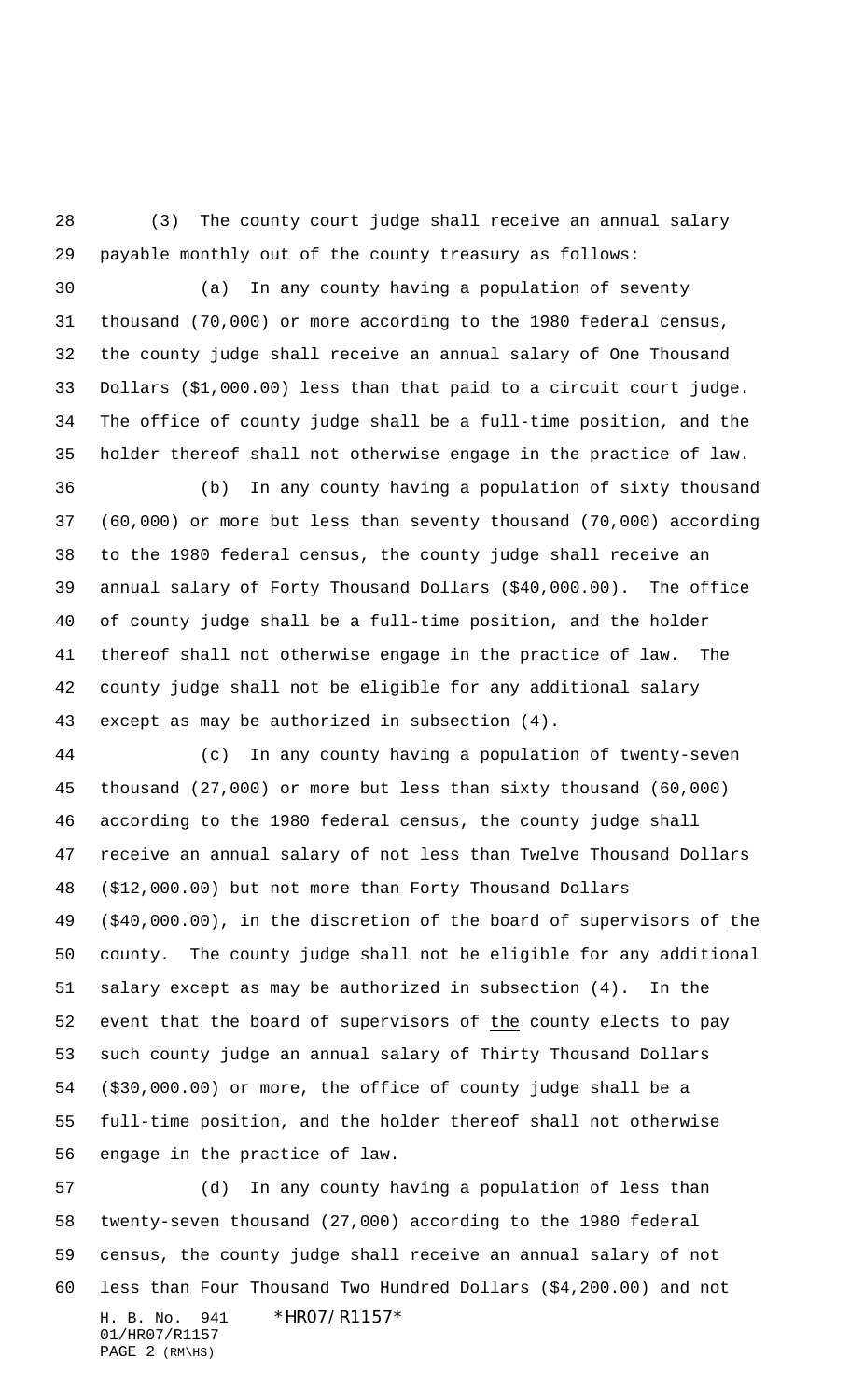(3) The county court judge shall receive an annual salary payable monthly out of the county treasury as follows:

(a) In any county having a population of seventy thousand (70,000) or more according to the 1980 federal census, the county judge shall receive an annual salary of One Thousand Dollars ($1,000.00) less than that paid to a circuit court judge. The office of county judge shall be a full-time position, and the holder thereof shall not otherwise engage in the practice of law.

(b) In any county having a population of sixty thousand (60,000) or more but less than seventy thousand (70,000) according to the 1980 federal census, the county judge shall receive an annual salary of Forty Thousand Dollars ($40,000.00). The office of county judge shall be a full-time position, and the holder thereof shall not otherwise engage in the practice of law. The county judge shall not be eligible for any additional salary except as may be authorized in subsection (4).

(c) In any county having a population of twenty-seven thousand (27,000) or more but less than sixty thousand (60,000) according to the 1980 federal census, the county judge shall receive an annual salary of not less than Twelve Thousand Dollars ($12,000.00) but not more than Forty Thousand Dollars ($40,000.00), in the discretion of the board of supervisors of the county. The county judge shall not be eligible for any additional salary except as may be authorized in subsection (4). In the event that the board of supervisors of the county elects to pay such county judge an annual salary of Thirty Thousand Dollars ($30,000.00) or more, the office of county judge shall be a full-time position, and the holder thereof shall not otherwise engage in the practice of law.

(d) In any county having a population of less than twenty-seven thousand (27,000) according to the 1980 federal census, the county judge shall receive an annual salary of not less than Four Thousand Two Hundred Dollars ($4,200.00) and not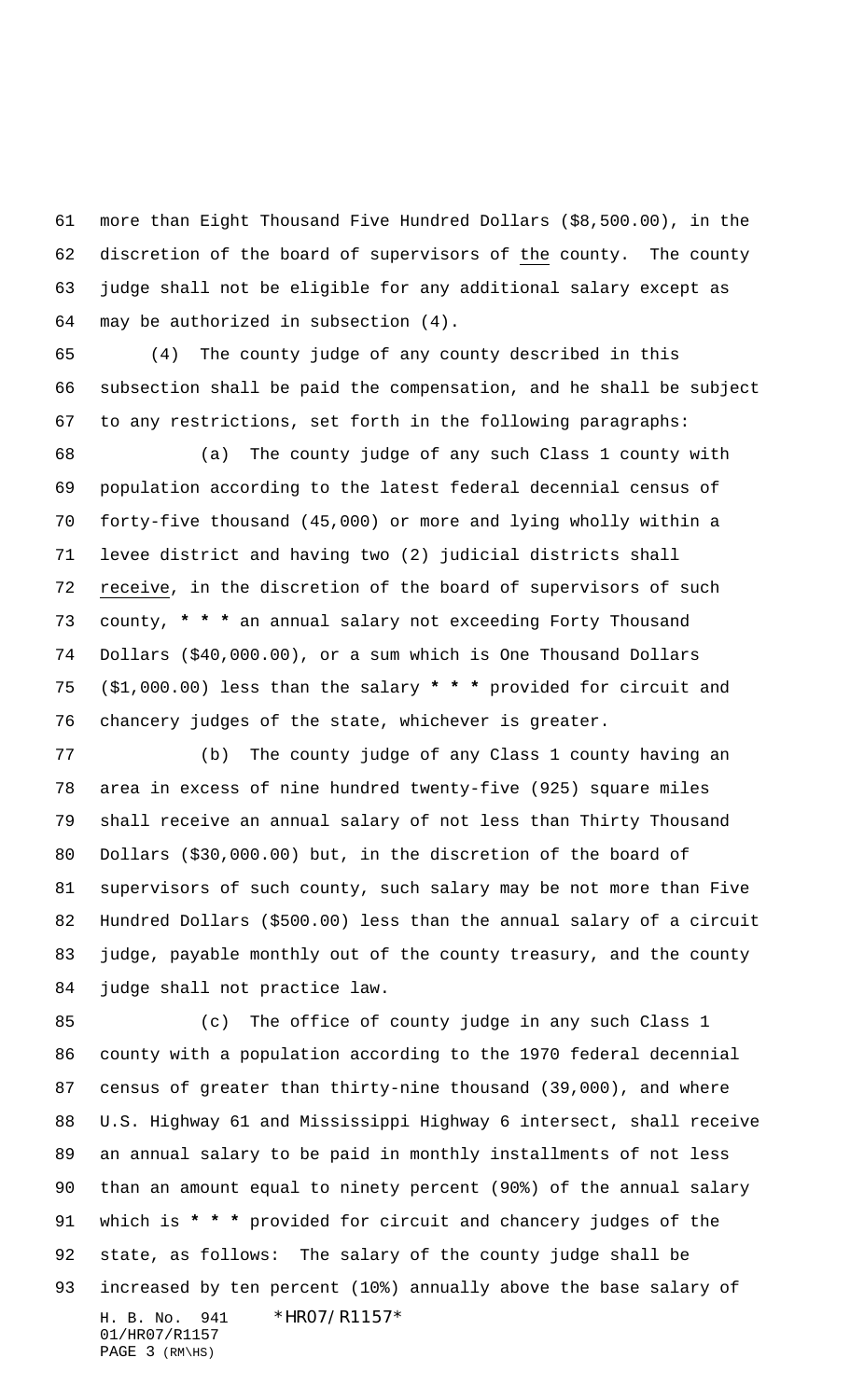more than Eight Thousand Five Hundred Dollars ($8,500.00), in the discretion of the board of supervisors of the county. The county judge shall not be eligible for any additional salary except as may be authorized in subsection (4).

(4) The county judge of any county described in this subsection shall be paid the compensation, and he shall be subject to any restrictions, set forth in the following paragraphs:

(a) The county judge of any such Class 1 county with population according to the latest federal decennial census of forty-five thousand (45,000) or more and lying wholly within a levee district and having two (2) judicial districts shall receive, in the discretion of the board of supervisors of such county, * * * an annual salary not exceeding Forty Thousand Dollars ($40,000.00), or a sum which is One Thousand Dollars ($1,000.00) less than the salary * * * provided for circuit and chancery judges of the state, whichever is greater.

(b) The county judge of any Class 1 county having an area in excess of nine hundred twenty-five (925) square miles shall receive an annual salary of not less than Thirty Thousand Dollars ($30,000.00) but, in the discretion of the board of supervisors of such county, such salary may be not more than Five Hundred Dollars ($500.00) less than the annual salary of a circuit judge, payable monthly out of the county treasury, and the county judge shall not practice law.

(c) The office of county judge in any such Class 1 county with a population according to the 1970 federal decennial census of greater than thirty-nine thousand (39,000), and where U.S. Highway 61 and Mississippi Highway 6 intersect, shall receive an annual salary to be paid in monthly installments of not less than an amount equal to ninety percent (90%) of the annual salary which is * * * provided for circuit and chancery judges of the state, as follows: The salary of the county judge shall be increased by ten percent (10%) annually above the base salary of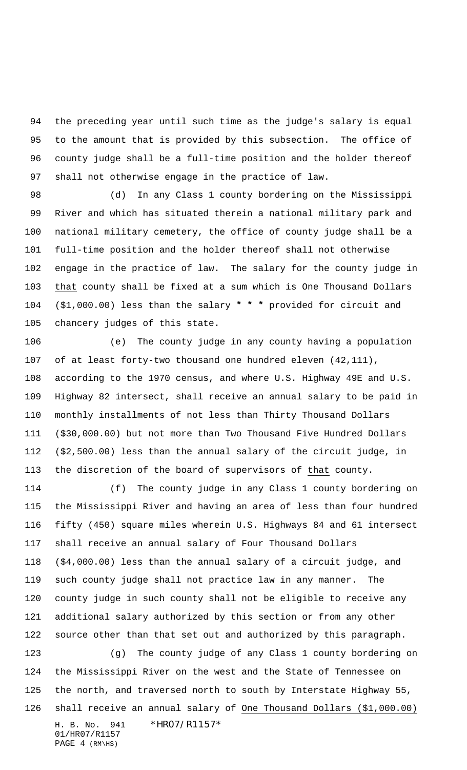the preceding year until such time as the judge's salary is equal to the amount that is provided by this subsection. The office of county judge shall be a full-time position and the holder thereof shall not otherwise engage in the practice of law.

(d) In any Class 1 county bordering on the Mississippi River and which has situated therein a national military park and national military cemetery, the office of county judge shall be a full-time position and the holder thereof shall not otherwise engage in the practice of law. The salary for the county judge in that county shall be fixed at a sum which is One Thousand Dollars ($1,000.00) less than the salary * * * provided for circuit and chancery judges of this state.

(e) The county judge in any county having a population of at least forty-two thousand one hundred eleven (42,111), according to the 1970 census, and where U.S. Highway 49E and U.S. Highway 82 intersect, shall receive an annual salary to be paid in monthly installments of not less than Thirty Thousand Dollars ($30,000.00) but not more than Two Thousand Five Hundred Dollars ($2,500.00) less than the annual salary of the circuit judge, in the discretion of the board of supervisors of that county.

(f) The county judge in any Class 1 county bordering on the Mississippi River and having an area of less than four hundred fifty (450) square miles wherein U.S. Highways 84 and 61 intersect shall receive an annual salary of Four Thousand Dollars ($4,000.00) less than the annual salary of a circuit judge, and such county judge shall not practice law in any manner. The county judge in such county shall not be eligible to receive any additional salary authorized by this section or from any other source other than that set out and authorized by this paragraph.

(g) The county judge of any Class 1 county bordering on the Mississippi River on the west and the State of Tennessee on the north, and traversed north to south by Interstate Highway 55, shall receive an annual salary of One Thousand Dollars ($1,000.00)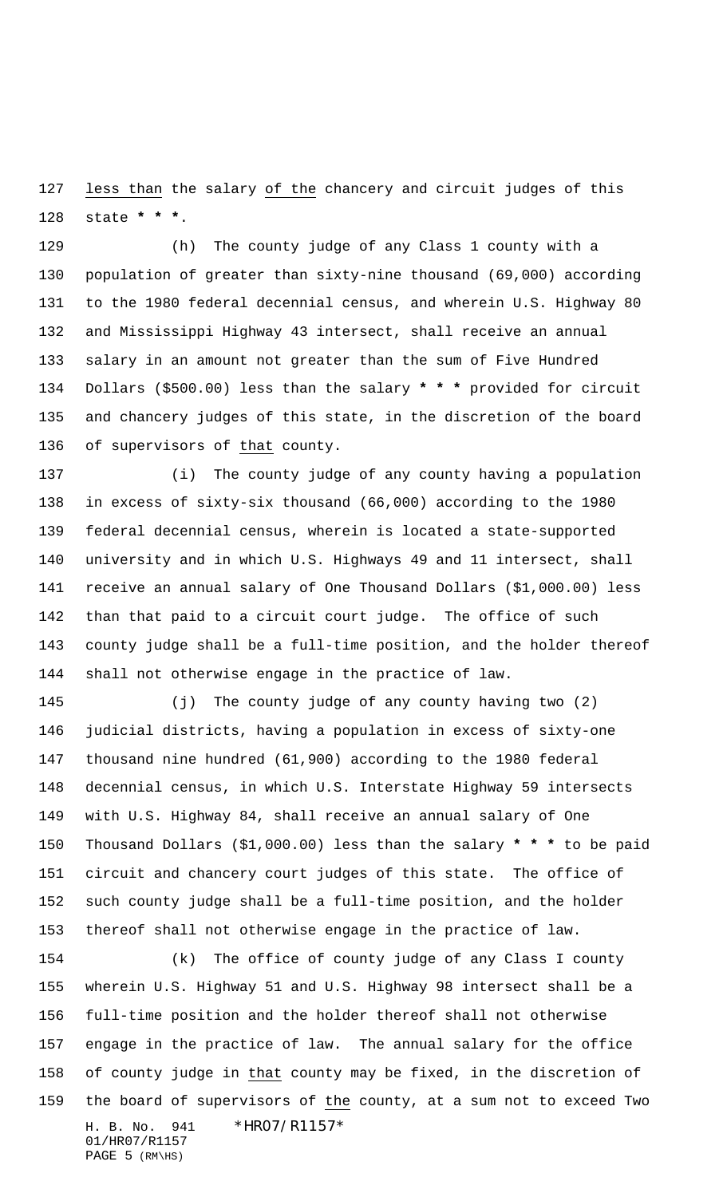less than the salary of the chancery and circuit judges of this state * * *.

(h) The county judge of any Class 1 county with a population of greater than sixty-nine thousand (69,000) according to the 1980 federal decennial census, and wherein U.S. Highway 80 and Mississippi Highway 43 intersect, shall receive an annual salary in an amount not greater than the sum of Five Hundred Dollars ($500.00) less than the salary * * * provided for circuit and chancery judges of this state, in the discretion of the board of supervisors of that county.

(i) The county judge of any county having a population in excess of sixty-six thousand (66,000) according to the 1980 federal decennial census, wherein is located a state-supported university and in which U.S. Highways 49 and 11 intersect, shall receive an annual salary of One Thousand Dollars ($1,000.00) less than that paid to a circuit court judge. The office of such county judge shall be a full-time position, and the holder thereof shall not otherwise engage in the practice of law.

(j) The county judge of any county having two (2) judicial districts, having a population in excess of sixty-one thousand nine hundred (61,900) according to the 1980 federal decennial census, in which U.S. Interstate Highway 59 intersects with U.S. Highway 84, shall receive an annual salary of One Thousand Dollars ($1,000.00) less than the salary * * * to be paid circuit and chancery court judges of this state. The office of such county judge shall be a full-time position, and the holder thereof shall not otherwise engage in the practice of law.

(k) The office of county judge of any Class I county wherein U.S. Highway 51 and U.S. Highway 98 intersect shall be a full-time position and the holder thereof shall not otherwise engage in the practice of law. The annual salary for the office of county judge in that county may be fixed, in the discretion of the board of supervisors of the county, at a sum not to exceed Two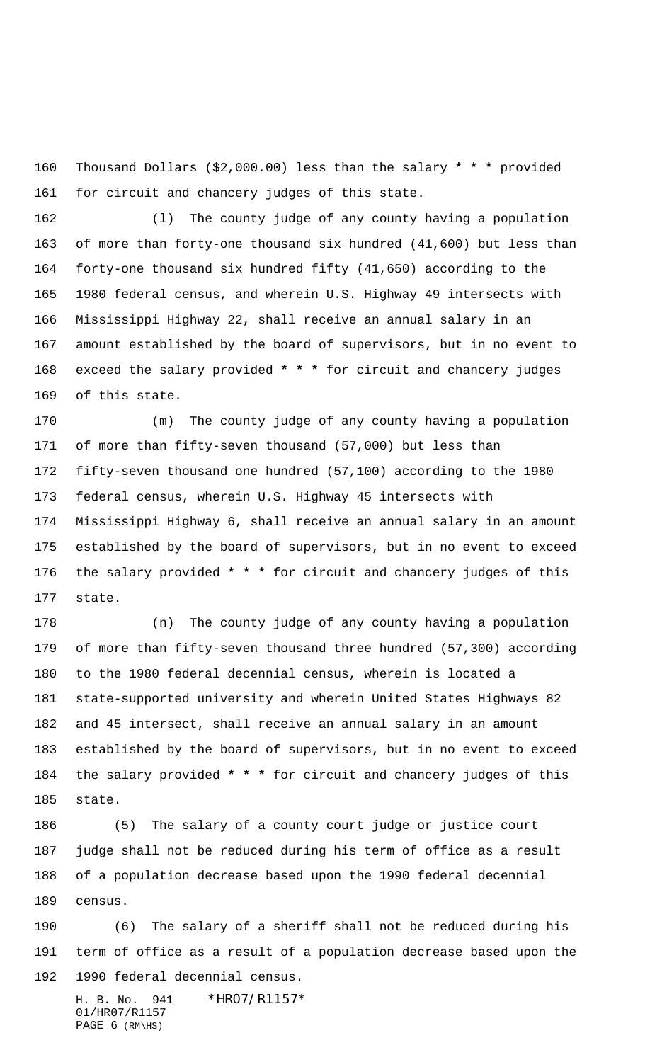Thousand Dollars ($2,000.00) less than the salary * * * provided for circuit and chancery judges of this state.

(l) The county judge of any county having a population of more than forty-one thousand six hundred (41,600) but less than forty-one thousand six hundred fifty (41,650) according to the 1980 federal census, and wherein U.S. Highway 49 intersects with Mississippi Highway 22, shall receive an annual salary in an amount established by the board of supervisors, but in no event to exceed the salary provided * * * for circuit and chancery judges of this state.

(m) The county judge of any county having a population of more than fifty-seven thousand (57,000) but less than fifty-seven thousand one hundred (57,100) according to the 1980 federal census, wherein U.S. Highway 45 intersects with Mississippi Highway 6, shall receive an annual salary in an amount established by the board of supervisors, but in no event to exceed the salary provided * * * for circuit and chancery judges of this state.

(n) The county judge of any county having a population of more than fifty-seven thousand three hundred (57,300) according to the 1980 federal decennial census, wherein is located a state-supported university and wherein United States Highways 82 and 45 intersect, shall receive an annual salary in an amount established by the board of supervisors, but in no event to exceed the salary provided * * * for circuit and chancery judges of this state.

(5) The salary of a county court judge or justice court judge shall not be reduced during his term of office as a result of a population decrease based upon the 1990 federal decennial census.

(6) The salary of a sheriff shall not be reduced during his term of office as a result of a population decrease based upon the 1990 federal decennial census.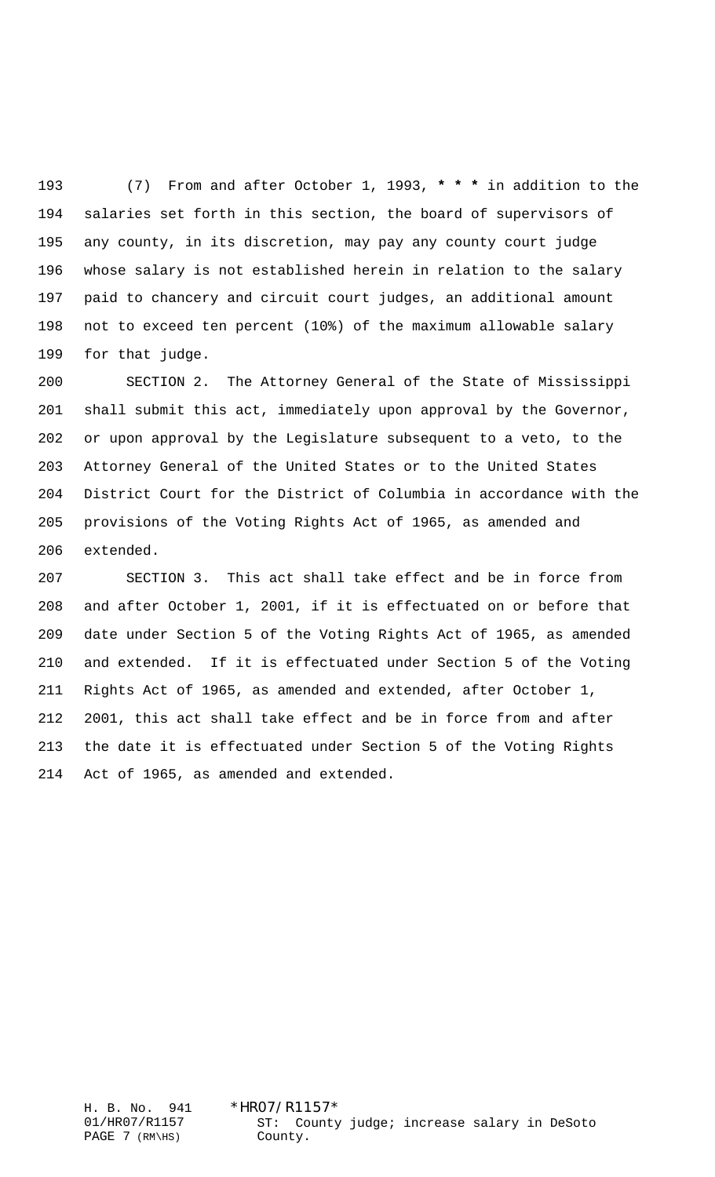(7) From and after October 1, 1993, * * * in addition to the salaries set forth in this section, the board of supervisors of any county, in its discretion, may pay any county court judge whose salary is not established herein in relation to the salary paid to chancery and circuit court judges, an additional amount not to exceed ten percent (10%) of the maximum allowable salary for that judge.

SECTION 2. The Attorney General of the State of Mississippi shall submit this act, immediately upon approval by the Governor, or upon approval by the Legislature subsequent to a veto, to the Attorney General of the United States or to the United States District Court for the District of Columbia in accordance with the provisions of the Voting Rights Act of 1965, as amended and extended.

SECTION 3. This act shall take effect and be in force from and after October 1, 2001, if it is effectuated on or before that date under Section 5 of the Voting Rights Act of 1965, as amended and extended. If it is effectuated under Section 5 of the Voting Rights Act of 1965, as amended and extended, after October 1, 2001, this act shall take effect and be in force from and after the date it is effectuated under Section 5 of the Voting Rights Act of 1965, as amended and extended.

H. B. No. 941 *HR07/R1157*
01/HR07/R1157
ST: County judge; increase salary in DeSoto County.